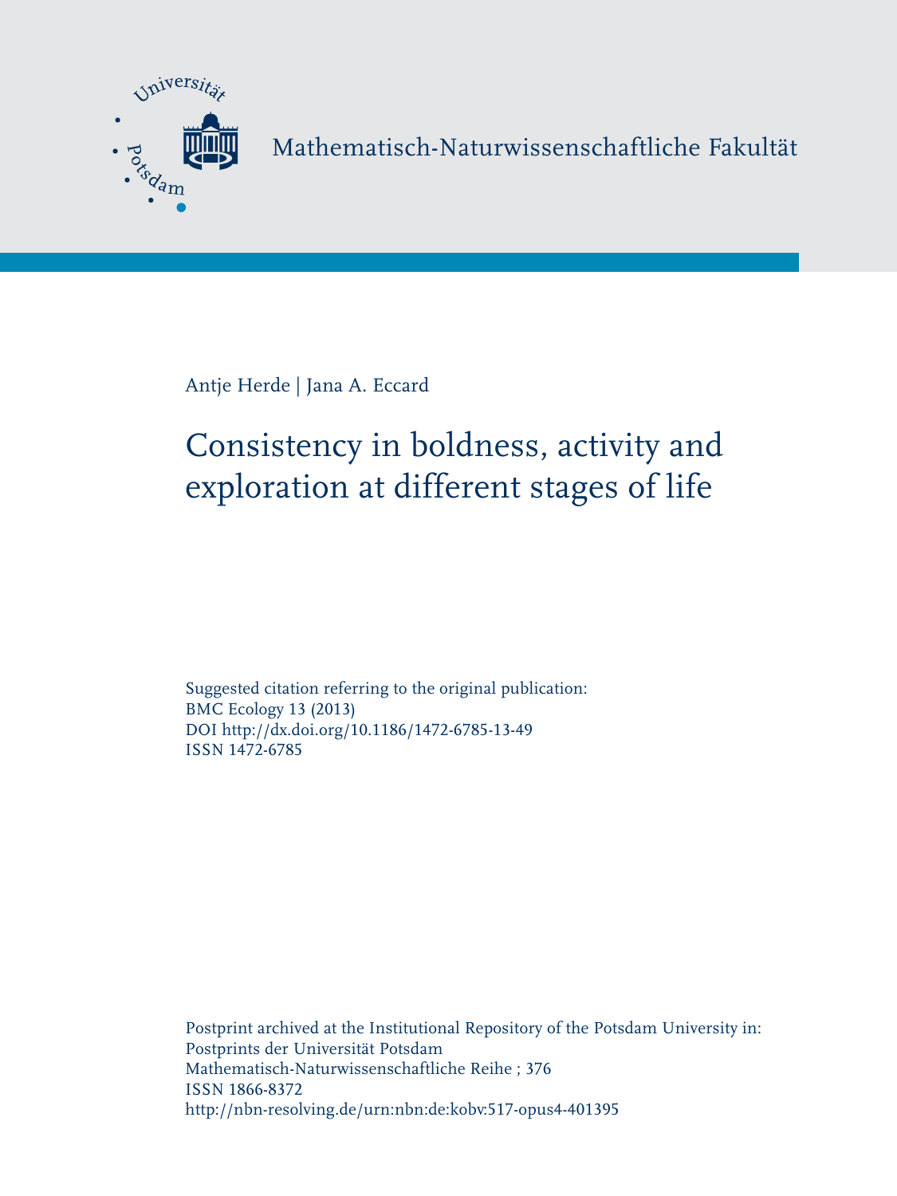Mathematisch-Naturwissenschaftliche Fakultät

Antje Herde | Jana A. Eccard

# Consistency in boldness, activity and exploration at different stages of life

Suggested citation referring to the original publication:
BMC Ecology 13 (2013)
DOI http://dx.doi.org/10.1186/1472-6785-13-49
ISSN 1472-6785

Postprint archived at the Institutional Repository of the Potsdam University in:
Postprints der Universität Potsdam
Mathematisch-Naturwissenschaftliche Reihe ; 376
ISSN 1866-8372
http://nbn-resolving.de/urn:nbn:de:kobv:517-opus4-401395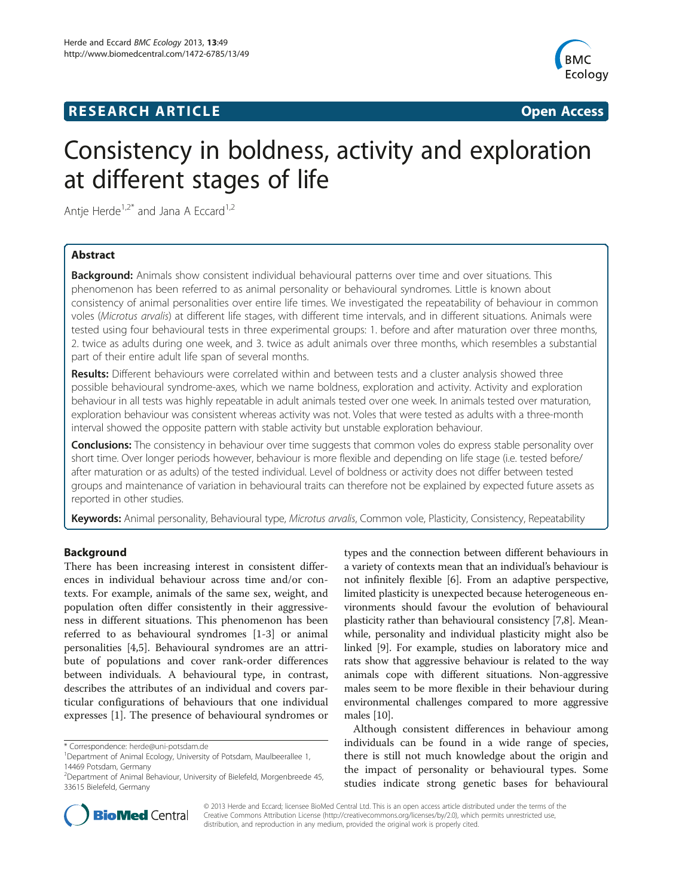# Consistency in boldness, activity and exploration at different stages of life

Antje Herde[1,2*] and Jana A Eccard[1,2]

## Abstract

**Background:** Animals show consistent individual behavioural patterns over time and over situations. This phenomenon has been referred to as animal personality or behavioural syndromes. Little is known about consistency of animal personalities over entire life times. We investigated the repeatability of behaviour in common voles (*Microtus arvalis*) at different life stages, with different time intervals, and in different situations. Animals were tested using four behavioural tests in three experimental groups: 1. before and after maturation over three months, 2. twice as adults during one week, and 3. twice as adult animals over three months, which resembles a substantial part of their entire adult life span of several months.

**Results:** Different behaviours were correlated within and between tests and a cluster analysis showed three possible behavioural syndrome-axes, which we name boldness, exploration and activity. Activity and exploration behaviour in all tests was highly repeatable in adult animals tested over one week. In animals tested over maturation, exploration behaviour was consistent whereas activity was not. Voles that were tested as adults with a three-month interval showed the opposite pattern with stable activity but unstable exploration behaviour.

**Conclusions:** The consistency in behaviour over time suggests that common voles do express stable personality over short time. Over longer periods however, behaviour is more flexible and depending on life stage (i.e. tested before/after maturation or as adults) of the tested individual. Level of boldness or activity does not differ between tested groups and maintenance of variation in behavioural traits can therefore not be explained by expected future assets as reported in other studies.

**Keywords:** Animal personality, Behavioural type, *Microtus arvalis*, Common vole, Plasticity, Consistency, Repeatability

## Background

There has been increasing interest in consistent differences in individual behaviour across time and/or contexts. For example, animals of the same sex, weight, and population often differ consistently in their aggressiveness in different situations. This phenomenon has been referred to as behavioural syndromes [1-3] or animal personalities [4,5]. Behavioural syndromes are an attribute of populations and cover rank-order differences between individuals. A behavioural type, in contrast, describes the attributes of an individual and covers particular configurations of behaviours that one individual expresses [1]. The presence of behavioural syndromes or types and the connection between different behaviours in a variety of contexts mean that an individual's behaviour is not infinitely flexible [6]. From an adaptive perspective, limited plasticity is unexpected because heterogeneous environments should favour the evolution of behavioural plasticity rather than behavioural consistency [7,8]. Meanwhile, personality and individual plasticity might also be linked [9]. For example, studies on laboratory mice and rats show that aggressive behaviour is related to the way animals cope with different situations. Non-aggressive males seem to be more flexible in their behaviour during environmental challenges compared to more aggressive males [10].

Although consistent differences in behaviour among individuals can be found in a wide range of species, there is still not much knowledge about the origin and the impact of personality or behavioural types. Some studies indicate strong genetic bases for behavioural

\* Correspondence: herde@uni-potsdam.de
[1]Department of Animal Ecology, University of Potsdam, Maulbeerallee 1, 14469 Potsdam, Germany
[2]Department of Animal Behaviour, University of Bielefeld, Morgenbreede 45, 33615 Bielefeld, Germany

© 2013 Herde and Eccard; licensee BioMed Central Ltd. This is an open access article distributed under the terms of the Creative Commons Attribution License (http://creativecommons.org/licenses/by/2.0), which permits unrestricted use, distribution, and reproduction in any medium, provided the original work is properly cited.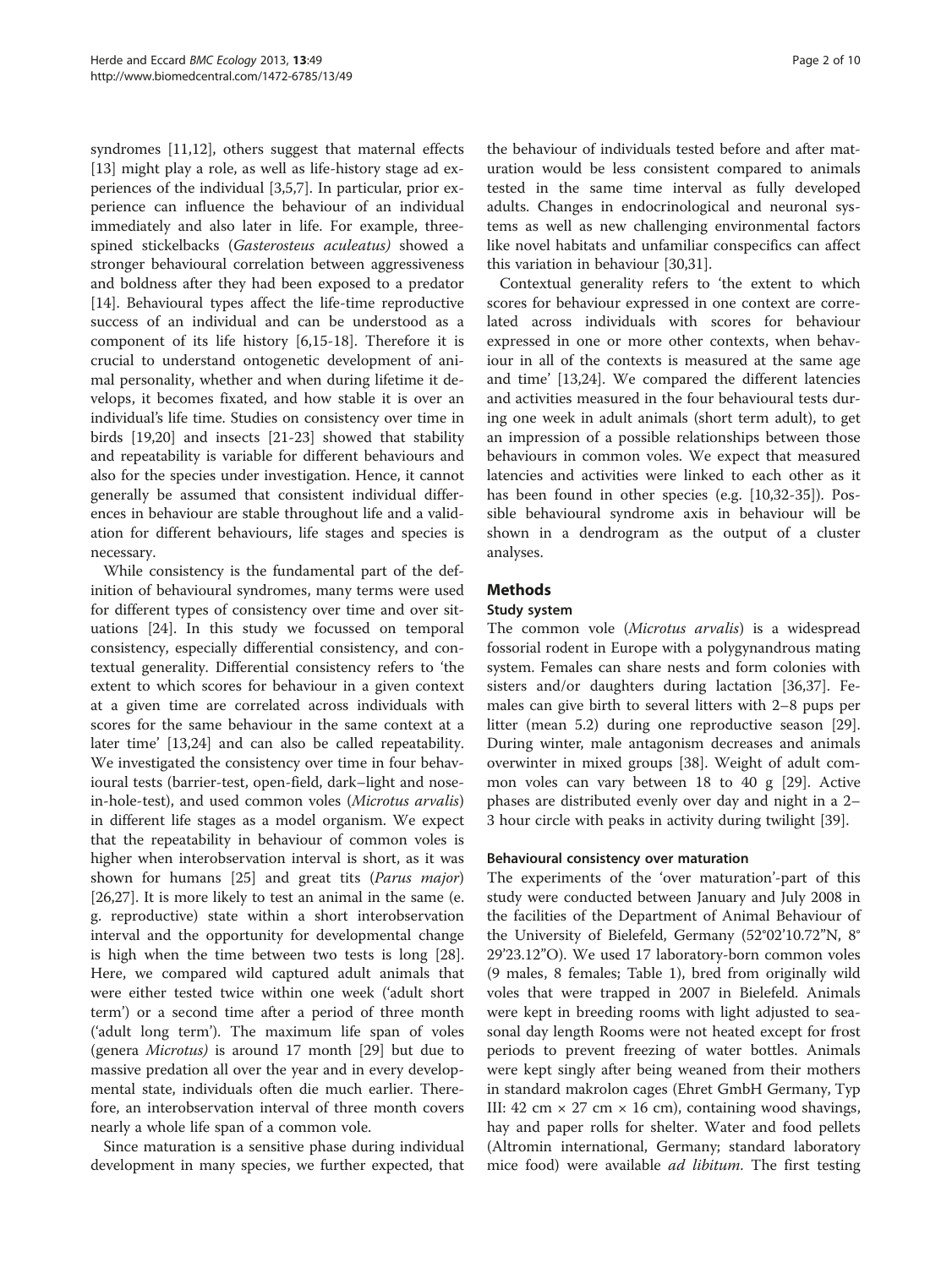syndromes [11,12], others suggest that maternal effects [13] might play a role, as well as life-history stage ad experiences of the individual [3,5,7]. In particular, prior experience can influence the behaviour of an individual immediately and also later in life. For example, three-spined stickelbacks (*Gasterosteus aculeatus)* showed a stronger behavioural correlation between aggressiveness and boldness after they had been exposed to a predator [14]. Behavioural types affect the life-time reproductive success of an individual and can be understood as a component of its life history [6,15-18]. Therefore it is crucial to understand ontogenetic development of animal personality, whether and when during lifetime it develops, it becomes fixated, and how stable it is over an individual's life time. Studies on consistency over time in birds [19,20] and insects [21-23] showed that stability and repeatability is variable for different behaviours and also for the species under investigation. Hence, it cannot generally be assumed that consistent individual differences in behaviour are stable throughout life and a validation for different behaviours, life stages and species is necessary.

While consistency is the fundamental part of the definition of behavioural syndromes, many terms were used for different types of consistency over time and over situations [24]. In this study we focussed on temporal consistency, especially differential consistency, and contextual generality. Differential consistency refers to 'the extent to which scores for behaviour in a given context at a given time are correlated across individuals with scores for the same behaviour in the same context at a later time' [13,24] and can also be called repeatability. We investigated the consistency over time in four behavioural tests (barrier-test, open-field, dark–light and nose-in-hole-test), and used common voles (*Microtus arvalis*) in different life stages as a model organism. We expect that the repeatability in behaviour of common voles is higher when interobservation interval is short, as it was shown for humans [25] and great tits (*Parus major*) [26,27]. It is more likely to test an animal in the same (e. g. reproductive) state within a short interobservation interval and the opportunity for developmental change is high when the time between two tests is long [28]. Here, we compared wild captured adult animals that were either tested twice within one week ('adult short term') or a second time after a period of three month ('adult long term'). The maximum life span of voles (genera *Microtus*) is around 17 month [29] but due to massive predation all over the year and in every developmental state, individuals often die much earlier. Therefore, an interobservation interval of three month covers nearly a whole life span of a common vole.

Since maturation is a sensitive phase during individual development in many species, we further expected, that the behaviour of individuals tested before and after maturation would be less consistent compared to animals tested in the same time interval as fully developed adults. Changes in endocrinological and neuronal systems as well as new challenging environmental factors like novel habitats and unfamiliar conspecifics can affect this variation in behaviour [30,31].

Contextual generality refers to 'the extent to which scores for behaviour expressed in one context are correlated across individuals with scores for behaviour expressed in one or more other contexts, when behaviour in all of the contexts is measured at the same age and time' [13,24]. We compared the different latencies and activities measured in the four behavioural tests during one week in adult animals (short term adult), to get an impression of a possible relationships between those behaviours in common voles. We expect that measured latencies and activities were linked to each other as it has been found in other species (e.g. [10,32-35]). Possible behavioural syndrome axis in behaviour will be shown in a dendrogram as the output of a cluster analyses.

## Methods

### Study system

The common vole (*Microtus arvalis*) is a widespread fossorial rodent in Europe with a polygynandrous mating system. Females can share nests and form colonies with sisters and/or daughters during lactation [36,37]. Females can give birth to several litters with 2–8 pups per litter (mean 5.2) during one reproductive season [29]. During winter, male antagonism decreases and animals overwinter in mixed groups [38]. Weight of adult common voles can vary between 18 to 40 g [29]. Active phases are distributed evenly over day and night in a 2–3 hour circle with peaks in activity during twilight [39].

### Behavioural consistency over maturation

The experiments of the 'over maturation'-part of this study were conducted between January and July 2008 in the facilities of the Department of Animal Behaviour of the University of Bielefeld, Germany (52°02'10.72"N, 8° 29'23.12"O). We used 17 laboratory-born common voles (9 males, 8 females; Table 1), bred from originally wild voles that were trapped in 2007 in Bielefeld. Animals were kept in breeding rooms with light adjusted to seasonal day length Rooms were not heated except for frost periods to prevent freezing of water bottles. Animals were kept singly after being weaned from their mothers in standard makrolon cages (Ehret GmbH Germany, Typ III: 42 cm × 27 cm × 16 cm), containing wood shavings, hay and paper rolls for shelter. Water and food pellets (Altromin international, Germany; standard laboratory mice food) were available *ad libitum*. The first testing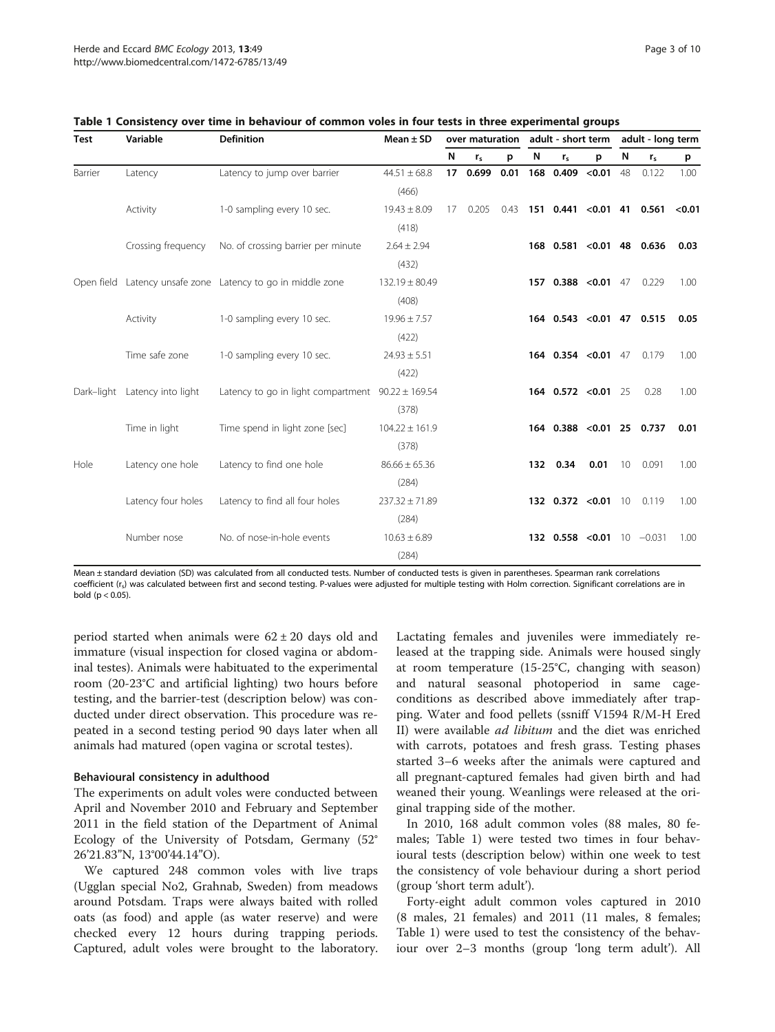**Table 1 Consistency over time in behaviour of common voles in four tests in three experimental groups**

| Test | Variable | Definition | Mean ± SD | over maturation | | | adult - short term | | | adult - long term | | |
|---|---|---|---|---|---|---|---|---|---|---|---|---|
| | | | | N | $r_s$ | p | N | $r_s$ | p | N | $r_s$ | p |
| Barrier | Latency | Latency to jump over barrier | 44.51 ± 68.8 (466) | **17** | **0.699** | **0.01** | **168** | **0.409** | **<0.01** | 48 | 0.122 | 1.00 |
| | Activity | 1-0 sampling every 10 sec. | 19.43 ± 8.09 (418) | 17 | 0.205 | 0.43 | **151** | **0.441** | **<0.01** | **41** | **0.561** | **<0.01** |
| | Crossing frequency | No. of crossing barrier per minute | 2.64 ± 2.94 (432) | | | | **168** | **0.581** | **<0.01** | **48** | **0.636** | **0.03** |
| Open field | Latency unsafe zone | Latency to go in middle zone | 132.19 ± 80.49 (408) | | | | **157** | **0.388** | **<0.01** | 47 | 0.229 | 1.00 |
| | Activity | 1-0 sampling every 10 sec. | 19.96 ± 7.57 (422) | | | | **164** | **0.543** | **<0.01** | **47** | **0.515** | **0.05** |
| | Time safe zone | 1-0 sampling every 10 sec. | 24.93 ± 5.51 (422) | | | | **164** | **0.354** | **<0.01** | 47 | 0.179 | 1.00 |
| Dark–light | Latency into light | Latency to go in light compartment | 90.22 ± 169.54 (378) | | | | **164** | **0.572** | **<0.01** | 25 | 0.28 | 1.00 |
| | Time in light | Time spend in light zone [sec] | 104.22 ± 161.9 (378) | | | | **164** | **0.388** | **<0.01** | **25** | **0.737** | **0.01** |
| Hole | Latency one hole | Latency to find one hole | 86.66 ± 65.36 (284) | | | | **132** | **0.34** | **0.01** | 10 | 0.091 | 1.00 |
| | Latency four holes | Latency to find all four holes | 237.32 ± 71.89 (284) | | | | **132** | **0.372** | **<0.01** | 10 | 0.119 | 1.00 |
| | Number nose | No. of nose-in-hole events | 10.63 ± 6.89 (284) | | | | **132** | **0.558** | **<0.01** | 10 | −0.031 | 1.00 |

Mean ± standard deviation (SD) was calculated from all conducted tests. Number of conducted tests is given in parentheses. Spearman rank correlations coefficient ($r_s$) was calculated between first and second testing. P-values were adjusted for multiple testing with Holm correction. Significant correlations are in bold ($p < 0.05$).

period started when animals were 62 ± 20 days old and immature (visual inspection for closed vagina or abdominal testes). Animals were habituated to the experimental room (20-23°C and artificial lighting) two hours before testing, and the barrier-test (description below) was conducted under direct observation. This procedure was repeated in a second testing period 90 days later when all animals had matured (open vagina or scrotal testes).

### Behavioural consistency in adulthood

The experiments on adult voles were conducted between April and November 2010 and February and September 2011 in the field station of the Department of Animal Ecology of the University of Potsdam, Germany (52° 26'21.83"N, 13°00'44.14"O).

We captured 248 common voles with live traps (Ugglan special No2, Grahnab, Sweden) from meadows around Potsdam. Traps were always baited with rolled oats (as food) and apple (as water reserve) and were checked every 12 hours during trapping periods. Captured, adult voles were brought to the laboratory. Lactating females and juveniles were immediately released at the trapping side. Animals were housed singly at room temperature (15-25°C, changing with season) and natural seasonal photoperiod in same cage-conditions as described above immediately after trapping. Water and food pellets (ssniff V1594 R/M-H Ered II) were available *ad libitum* and the diet was enriched with carrots, potatoes and fresh grass. Testing phases started 3–6 weeks after the animals were captured and all pregnant-captured females had given birth and had weaned their young. Weanlings were released at the original trapping side of the mother.

In 2010, 168 adult common voles (88 males, 80 females; Table 1) were tested two times in four behavioural tests (description below) within one week to test the consistency of vole behaviour during a short period (group 'short term adult').

Forty-eight adult common voles captured in 2010 (8 males, 21 females) and 2011 (11 males, 8 females; Table 1) were used to test the consistency of the behaviour over 2–3 months (group 'long term adult'). All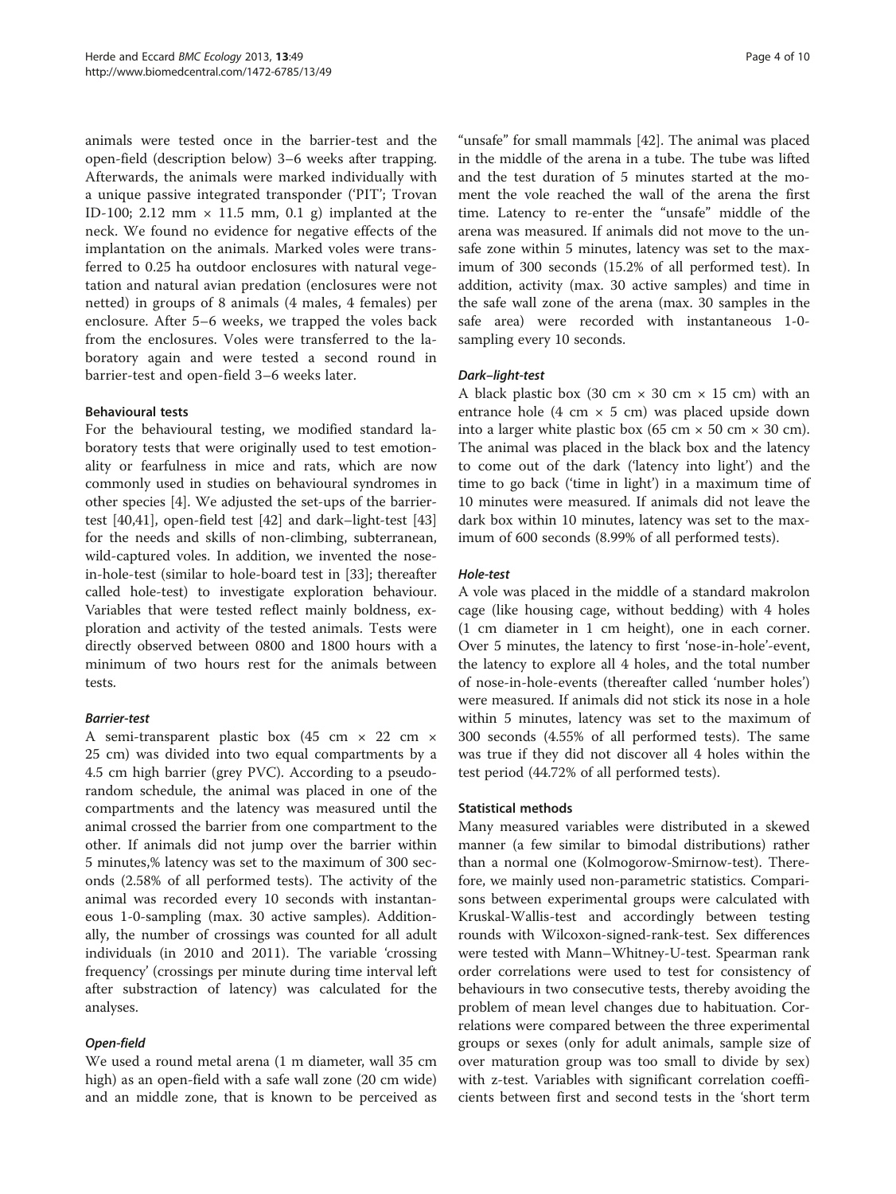animals were tested once in the barrier-test and the open-field (description below) 3–6 weeks after trapping. Afterwards, the animals were marked individually with a unique passive integrated transponder ('PIT'; Trovan ID-100; 2.12 mm × 11.5 mm, 0.1 g) implanted at the neck. We found no evidence for negative effects of the implantation on the animals. Marked voles were transferred to 0.25 ha outdoor enclosures with natural vegetation and natural avian predation (enclosures were not netted) in groups of 8 animals (4 males, 4 females) per enclosure. After 5–6 weeks, we trapped the voles back from the enclosures. Voles were transferred to the laboratory again and were tested a second round in barrier-test and open-field 3–6 weeks later.

### Behavioural tests

For the behavioural testing, we modified standard laboratory tests that were originally used to test emotionality or fearfulness in mice and rats, which are now commonly used in studies on behavioural syndromes in other species [4]. We adjusted the set-ups of the barrier-test [40,41], open-field test [42] and dark–light-test [43] for the needs and skills of non-climbing, subterranean, wild-captured voles. In addition, we invented the nose-in-hole-test (similar to hole-board test in [33]; thereafter called hole-test) to investigate exploration behaviour. Variables that were tested reflect mainly boldness, exploration and activity of the tested animals. Tests were directly observed between 0800 and 1800 hours with a minimum of two hours rest for the animals between tests.

#### *Barrier-test*

A semi-transparent plastic box (45 cm × 22 cm × 25 cm) was divided into two equal compartments by a 4.5 cm high barrier (grey PVC). According to a pseudo-random schedule, the animal was placed in one of the compartments and the latency was measured until the animal crossed the barrier from one compartment to the other. If animals did not jump over the barrier within 5 minutes,% latency was set to the maximum of 300 seconds (2.58% of all performed tests). The activity of the animal was recorded every 10 seconds with instantaneous 1-0-sampling (max. 30 active samples). Additionally, the number of crossings was counted for all adult individuals (in 2010 and 2011). The variable 'crossing frequency' (crossings per minute during time interval left after substraction of latency) was calculated for the analyses.

#### *Open-field*

We used a round metal arena (1 m diameter, wall 35 cm high) as an open-field with a safe wall zone (20 cm wide) and an middle zone, that is known to be perceived as "unsafe" for small mammals [42]. The animal was placed in the middle of the arena in a tube. The tube was lifted and the test duration of 5 minutes started at the moment the vole reached the wall of the arena the first time. Latency to re-enter the "unsafe" middle of the arena was measured. If animals did not move to the unsafe zone within 5 minutes, latency was set to the maximum of 300 seconds (15.2% of all performed test). In addition, activity (max. 30 active samples) and time in the safe wall zone of the arena (max. 30 samples in the safe area) were recorded with instantaneous 1-0-sampling every 10 seconds.

#### *Dark–light-test*

A black plastic box (30 cm × 30 cm × 15 cm) with an entrance hole (4 cm × 5 cm) was placed upside down into a larger white plastic box (65 cm × 50 cm × 30 cm). The animal was placed in the black box and the latency to come out of the dark ('latency into light') and the time to go back ('time in light') in a maximum time of 10 minutes were measured. If animals did not leave the dark box within 10 minutes, latency was set to the maximum of 600 seconds (8.99% of all performed tests).

#### *Hole-test*

A vole was placed in the middle of a standard makrolon cage (like housing cage, without bedding) with 4 holes (1 cm diameter in 1 cm height), one in each corner. Over 5 minutes, the latency to first 'nose-in-hole'-event, the latency to explore all 4 holes, and the total number of nose-in-hole-events (thereafter called 'number holes') were measured. If animals did not stick its nose in a hole within 5 minutes, latency was set to the maximum of 300 seconds (4.55% of all performed tests). The same was true if they did not discover all 4 holes within the test period (44.72% of all performed tests).

### Statistical methods

Many measured variables were distributed in a skewed manner (a few similar to bimodal distributions) rather than a normal one (Kolmogorow-Smirnow-test). Therefore, we mainly used non-parametric statistics. Comparisons between experimental groups were calculated with Kruskal-Wallis-test and accordingly between testing rounds with Wilcoxon-signed-rank-test. Sex differences were tested with Mann–Whitney-U-test. Spearman rank order correlations were used to test for consistency of behaviours in two consecutive tests, thereby avoiding the problem of mean level changes due to habituation. Correlations were compared between the three experimental groups or sexes (only for adult animals, sample size of over maturation group was too small to divide by sex) with z-test. Variables with significant correlation coefficients between first and second tests in the 'short term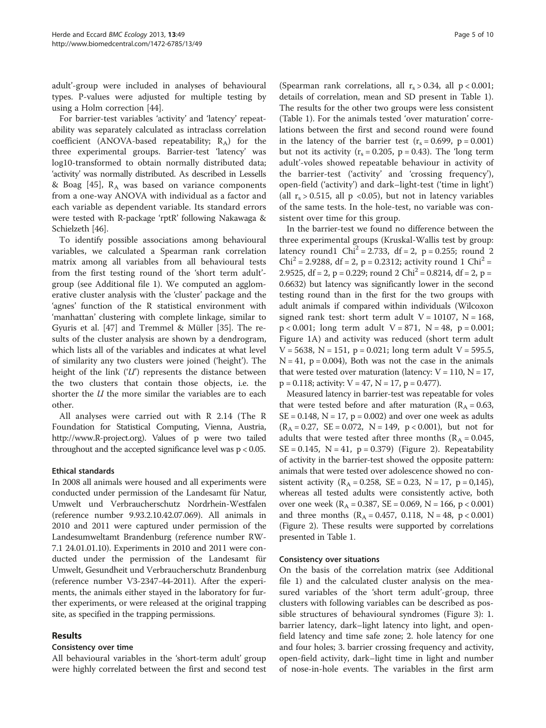adult'-group were included in analyses of behavioural types. P-values were adjusted for multiple testing by using a Holm correction [44].

For barrier-test variables 'activity' and 'latency' repeatability was separately calculated as intraclass correlation coefficient (ANOVA-based repeatability; $R_A$) for the three experimental groups. Barrier-test 'latency' was log10-transformed to obtain normally distributed data; 'activity' was normally distributed. As described in Lessells & Boag [45], $R_A$ was based on variance components from a one-way ANOVA with individual as a factor and each variable as dependent variable. Its standard errors were tested with R-package 'rptR' following Nakawaga & Schielzeth [46].

To identify possible associations among behavioural variables, we calculated a Spearman rank correlation matrix among all variables from all behavioural tests from the first testing round of the 'short term adult'-group (see Additional file 1). We computed an agglomerative cluster analysis with the 'cluster' package and the 'agnes' function of the R statistical environment with 'manhattan' clustering with complete linkage, similar to Gyuris et al. [47] and Tremmel & Müller [35]. The results of the cluster analysis are shown by a dendrogram, which lists all of the variables and indicates at what level of similarity any two clusters were joined ('height'). The height of the link ('*U*') represents the distance between the two clusters that contain those objects, i.e. the shorter the *U* the more similar the variables are to each other.

All analyses were carried out with R 2.14 (The R Foundation for Statistical Computing, Vienna, Austria, http://www.R-project.org). Values of p were two tailed throughout and the accepted significance level was $p < 0.05$.

### Ethical standards

In 2008 all animals were housed and all experiments were conducted under permission of the Landesamt für Natur, Umwelt und Verbraucherschutz Nordrhein-Westfalen (reference number 9.93.2.10.42.07.069). All animals in 2010 and 2011 were captured under permission of the Landesumweltamt Brandenburg (reference number RW-7.1 24.01.01.10). Experiments in 2010 and 2011 were conducted under the permission of the Landesamt für Umwelt, Gesundheit und Verbraucherschutz Brandenburg (reference number V3-2347-44-2011). After the experiments, the animals either stayed in the laboratory for further experiments, or were released at the original trapping site, as specified in the trapping permissions.

## Results

### Consistency over time

All behavioural variables in the 'short-term adult' group were highly correlated between the first and second test (Spearman rank correlations, all $r_s > 0.34$, all $p < 0.001$; details of correlation, mean and SD present in Table 1). The results for the other two groups were less consistent (Table 1). For the animals tested 'over maturation' correlations between the first and second round were found in the latency of the barrier test ($r_s = 0.699$, $p = 0.001$) but not its activity ($r_s = 0.205$, $p = 0.43$). The 'long term adult'-voles showed repeatable behaviour in activity of the barrier-test ('activity' and 'crossing frequency'), open-field ('activity') and dark–light-test ('time in light') (all $r_s > 0.515$, all $p < 0.05$), but not in latency variables of the same tests. In the hole-test, no variable was consistent over time for this group.

In the barrier-test we found no difference between the three experimental groups (Kruskal-Wallis test by group: latency round1 $Chi^2 = 2.733$, $df = 2$, $p = 0.255$; round 2 $Chi^2 = 2.9288$, $df = 2$, $p = 0.2312$; activity round 1 $Chi^2 = 2.9525$, $df = 2$, $p = 0.229$; round 2 $Chi^2 = 0.8214$, $df = 2$, $p = 0.6632$) but latency was significantly lower in the second testing round than in the first for the two groups with adult animals if compared within individuals (Wilcoxon signed rank test: short term adult $V = 10107$, $N = 168$, $p < 0.001$; long term adult $V = 871$, $N = 48$, $p = 0.001$; Figure 1A) and activity was reduced (short term adult $V = 5638$, $N = 151$, $p = 0.021$; long term adult $V = 595.5$, $N = 41$, $p = 0.004$), Both was not the case in the animals that were tested over maturation (latency: $V = 110$, $N = 17$, $p = 0.118$; activity: $V = 47$, $N = 17$, $p = 0.477$).

Measured latency in barrier-test was repeatable for voles that were tested before and after maturation ($R_A = 0.63$, $SE = 0.148$, $N = 17$, $p = 0.002$) and over one week as adults ($R_A = 0.27$, $SE = 0.072$, $N = 149$, $p < 0.001$), but not for adults that were tested after three months ($R_A = 0.045$, $SE = 0.145$, $N = 41$, $p = 0.379$) (Figure 2). Repeatability of activity in the barrier-test showed the opposite pattern: animals that were tested over adolescence showed no consistent activity ($R_A = 0.258$, $SE = 0.23$, $N = 17$, $p = 0{,}145$), whereas all tested adults were consistently active, both over one week ($R_A = 0.387$, $SE = 0.069$, $N = 166$, $p < 0.001$) and three months ($R_A = 0.457$, 0.118, $N = 48$, $p < 0.001$) (Figure 2). These results were supported by correlations presented in Table 1.

### Consistency over situations

On the basis of the correlation matrix (see Additional file 1) and the calculated cluster analysis on the measured variables of the 'short term adult'-group, three clusters with following variables can be described as possible structures of behavioural syndromes (Figure 3): 1. barrier latency, dark–light latency into light, and open-field latency and time safe zone; 2. hole latency for one and four holes; 3. barrier crossing frequency and activity, open-field activity, dark–light time in light and number of nose-in-hole events. The variables in the first arm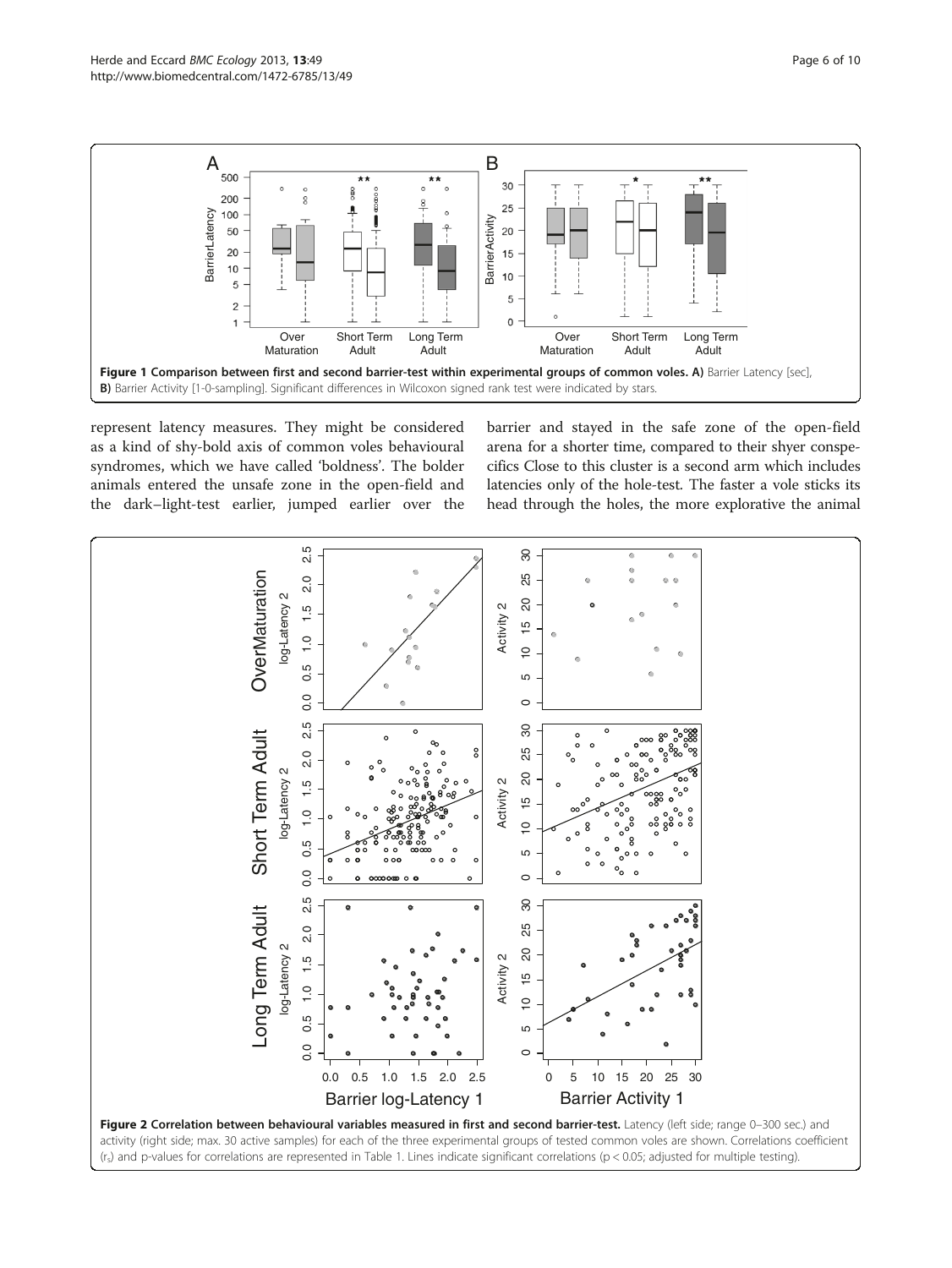**Figure 1 Comparison between first and second barrier-test within experimental groups of common voles. A)** Barrier Latency [sec], **B)** Barrier Activity [1-0-sampling]. Significant differences in Wilcoxon signed rank test were indicated by stars.

represent latency measures. They might be considered as a kind of shy-bold axis of common voles behavioural syndromes, which we have called 'boldness'. The bolder animals entered the unsafe zone in the open-field and the dark–light-test earlier, jumped earlier over the barrier and stayed in the safe zone of the open-field arena for a shorter time, compared to their shyer conspecifics Close to this cluster is a second arm which includes latencies only of the hole-test. The faster a vole sticks its head through the holes, the more explorative the animal

**Figure 2 Correlation between behavioural variables measured in first and second barrier-test.** Latency (left side; range 0–300 sec.) and activity (right side; max. 30 active samples) for each of the three experimental groups of tested common voles are shown. Correlations coefficient ($r_s$) and p-values for correlations are represented in Table 1. Lines indicate significant correlations ($p < 0.05$; adjusted for multiple testing).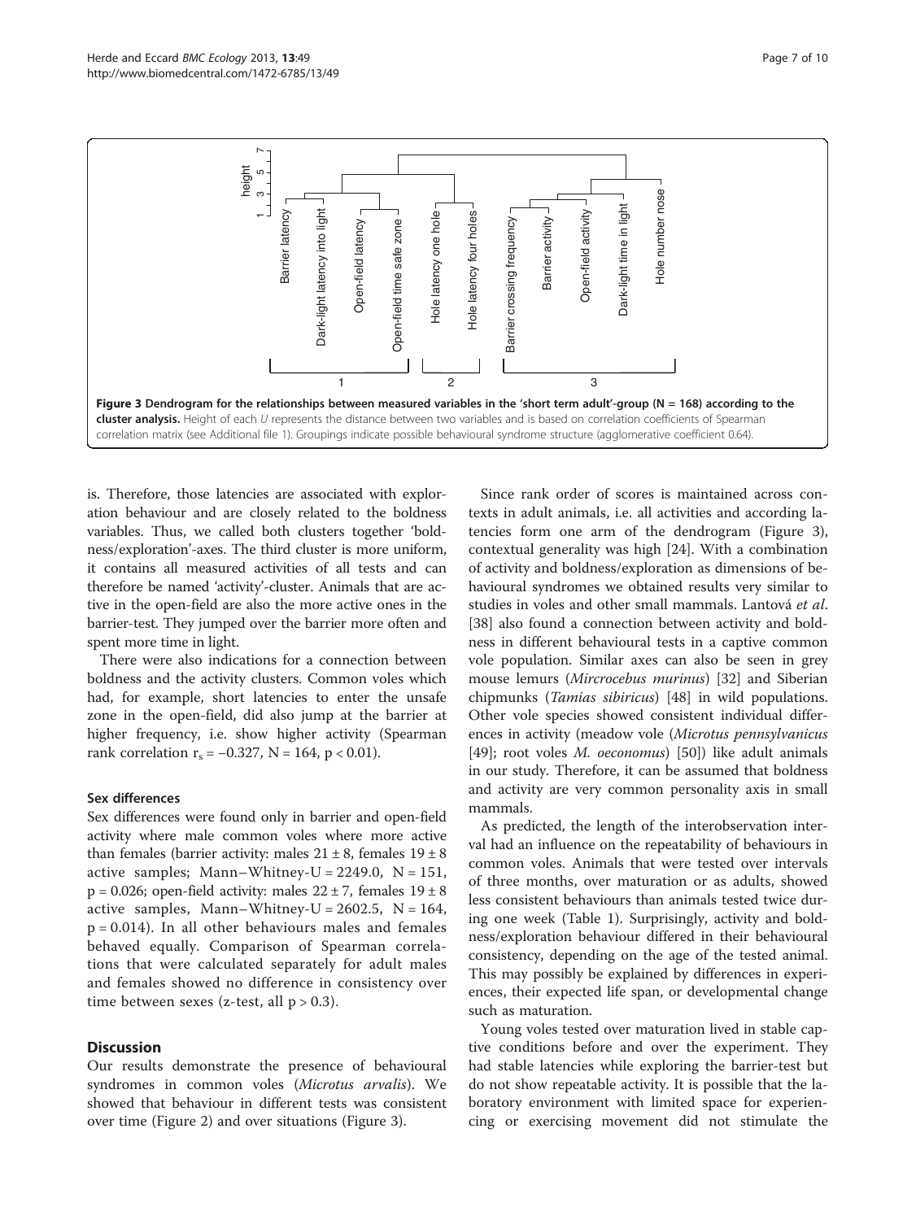**Figure 3 Dendrogram for the relationships between measured variables in the 'short term adult'-group (N = 168) according to the cluster analysis.** Height of each *U* represents the distance between two variables and is based on correlation coefficients of Spearman correlation matrix (see Additional file 1). Groupings indicate possible behavioural syndrome structure (agglomerative coefficient 0.64).

is. Therefore, those latencies are associated with exploration behaviour and are closely related to the boldness variables. Thus, we called both clusters together 'boldness/exploration'-axes. The third cluster is more uniform, it contains all measured activities of all tests and can therefore be named 'activity'-cluster. Animals that are active in the open-field are also the more active ones in the barrier-test. They jumped over the barrier more often and spent more time in light.

There were also indications for a connection between boldness and the activity clusters. Common voles which had, for example, short latencies to enter the unsafe zone in the open-field, did also jump at the barrier at higher frequency, i.e. show higher activity (Spearman rank correlation $r_s = -0.327$, N = 164, $p < 0.01$).

### Sex differences

Sex differences were found only in barrier and open-field activity where male common voles where more active than females (barrier activity: males 21 ± 8, females 19 ± 8 active samples; Mann–Whitney-U = 2249.0, N = 151, p = 0.026; open-field activity: males 22 ± 7, females 19 ± 8 active samples, Mann–Whitney-U = 2602.5, N = 164, p = 0.014). In all other behaviours males and females behaved equally. Comparison of Spearman correlations that were calculated separately for adult males and females showed no difference in consistency over time between sexes (z-test, all $p > 0.3$).

## Discussion

Our results demonstrate the presence of behavioural syndromes in common voles (*Microtus arvalis*). We showed that behaviour in different tests was consistent over time (Figure 2) and over situations (Figure 3).

Since rank order of scores is maintained across contexts in adult animals, i.e. all activities and according latencies form one arm of the dendrogram (Figure 3), contextual generality was high [24]. With a combination of activity and boldness/exploration as dimensions of behavioural syndromes we obtained results very similar to studies in voles and other small mammals. Lantová *et al*. [38] also found a connection between activity and boldness in different behavioural tests in a captive common vole population. Similar axes can also be seen in grey mouse lemurs (*Mircrocebus murinus*) [32] and Siberian chipmunks (*Tamias sibiricus*) [48] in wild populations. Other vole species showed consistent individual differences in activity (meadow vole (*Microtus pennsylvanicus* [49]; root voles *M. oeconomus*) [50]) like adult animals in our study. Therefore, it can be assumed that boldness and activity are very common personality axis in small mammals.

As predicted, the length of the interobservation interval had an influence on the repeatability of behaviours in common voles. Animals that were tested over intervals of three months, over maturation or as adults, showed less consistent behaviours than animals tested twice during one week (Table 1). Surprisingly, activity and boldness/exploration behaviour differed in their behavioural consistency, depending on the age of the tested animal. This may possibly be explained by differences in experiences, their expected life span, or developmental change such as maturation.

Young voles tested over maturation lived in stable captive conditions before and over the experiment. They had stable latencies while exploring the barrier-test but do not show repeatable activity. It is possible that the laboratory environment with limited space for experiencing or exercising movement did not stimulate the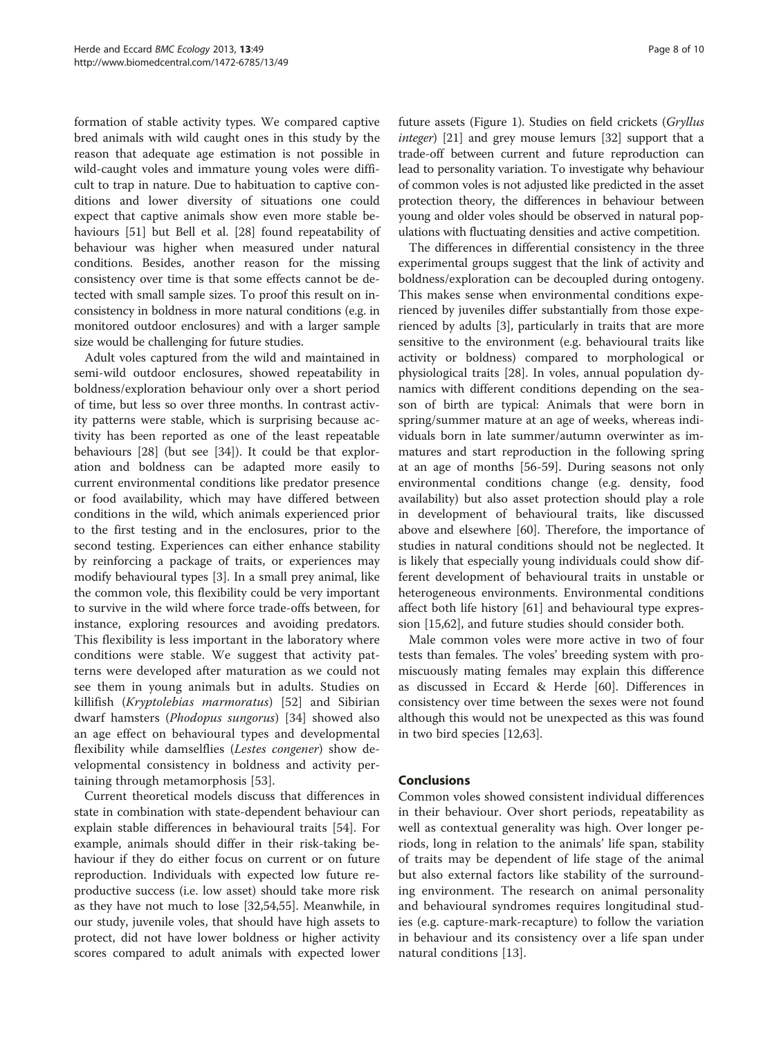formation of stable activity types. We compared captive bred animals with wild caught ones in this study by the reason that adequate age estimation is not possible in wild-caught voles and immature young voles were difficult to trap in nature. Due to habituation to captive conditions and lower diversity of situations one could expect that captive animals show even more stable behaviours [51] but Bell et al. [28] found repeatability of behaviour was higher when measured under natural conditions. Besides, another reason for the missing consistency over time is that some effects cannot be detected with small sample sizes. To proof this result on inconsistency in boldness in more natural conditions (e.g. in monitored outdoor enclosures) and with a larger sample size would be challenging for future studies.

Adult voles captured from the wild and maintained in semi-wild outdoor enclosures, showed repeatability in boldness/exploration behaviour only over a short period of time, but less so over three months. In contrast activity patterns were stable, which is surprising because activity has been reported as one of the least repeatable behaviours [28] (but see [34]). It could be that exploration and boldness can be adapted more easily to current environmental conditions like predator presence or food availability, which may have differed between conditions in the wild, which animals experienced prior to the first testing and in the enclosures, prior to the second testing. Experiences can either enhance stability by reinforcing a package of traits, or experiences may modify behavioural types [3]. In a small prey animal, like the common vole, this flexibility could be very important to survive in the wild where force trade-offs between, for instance, exploring resources and avoiding predators. This flexibility is less important in the laboratory where conditions were stable. We suggest that activity patterns were developed after maturation as we could not see them in young animals but in adults. Studies on killifish (*Kryptolebias marmoratus*) [52] and Sibirian dwarf hamsters (*Phodopus sungorus*) [34] showed also an age effect on behavioural types and developmental flexibility while damselflies (*Lestes congener*) show developmental consistency in boldness and activity pertaining through metamorphosis [53].

Current theoretical models discuss that differences in state in combination with state-dependent behaviour can explain stable differences in behavioural traits [54]. For example, animals should differ in their risk-taking behaviour if they do either focus on current or on future reproduction. Individuals with expected low future reproductive success (i.e. low asset) should take more risk as they have not much to lose [32,54,55]. Meanwhile, in our study, juvenile voles, that should have high assets to protect, did not have lower boldness or higher activity scores compared to adult animals with expected lower future assets (Figure 1). Studies on field crickets (*Gryllus integer*) [21] and grey mouse lemurs [32] support that a trade-off between current and future reproduction can lead to personality variation. To investigate why behaviour of common voles is not adjusted like predicted in the asset protection theory, the differences in behaviour between young and older voles should be observed in natural populations with fluctuating densities and active competition.

The differences in differential consistency in the three experimental groups suggest that the link of activity and boldness/exploration can be decoupled during ontogeny. This makes sense when environmental conditions experienced by juveniles differ substantially from those experienced by adults [3], particularly in traits that are more sensitive to the environment (e.g. behavioural traits like activity or boldness) compared to morphological or physiological traits [28]. In voles, annual population dynamics with different conditions depending on the season of birth are typical: Animals that were born in spring/summer mature at an age of weeks, whereas individuals born in late summer/autumn overwinter as immatures and start reproduction in the following spring at an age of months [56-59]. During seasons not only environmental conditions change (e.g. density, food availability) but also asset protection should play a role in development of behavioural traits, like discussed above and elsewhere [60]. Therefore, the importance of studies in natural conditions should not be neglected. It is likely that especially young individuals could show different development of behavioural traits in unstable or heterogeneous environments. Environmental conditions affect both life history [61] and behavioural type expression [15,62], and future studies should consider both.

Male common voles were more active in two of four tests than females. The voles' breeding system with promiscuously mating females may explain this difference as discussed in Eccard & Herde [60]. Differences in consistency over time between the sexes were not found although this would not be unexpected as this was found in two bird species [12,63].

## Conclusions

Common voles showed consistent individual differences in their behaviour. Over short periods, repeatability as well as contextual generality was high. Over longer periods, long in relation to the animals' life span, stability of traits may be dependent of life stage of the animal but also external factors like stability of the surrounding environment. The research on animal personality and behavioural syndromes requires longitudinal studies (e.g. capture-mark-recapture) to follow the variation in behaviour and its consistency over a life span under natural conditions [13].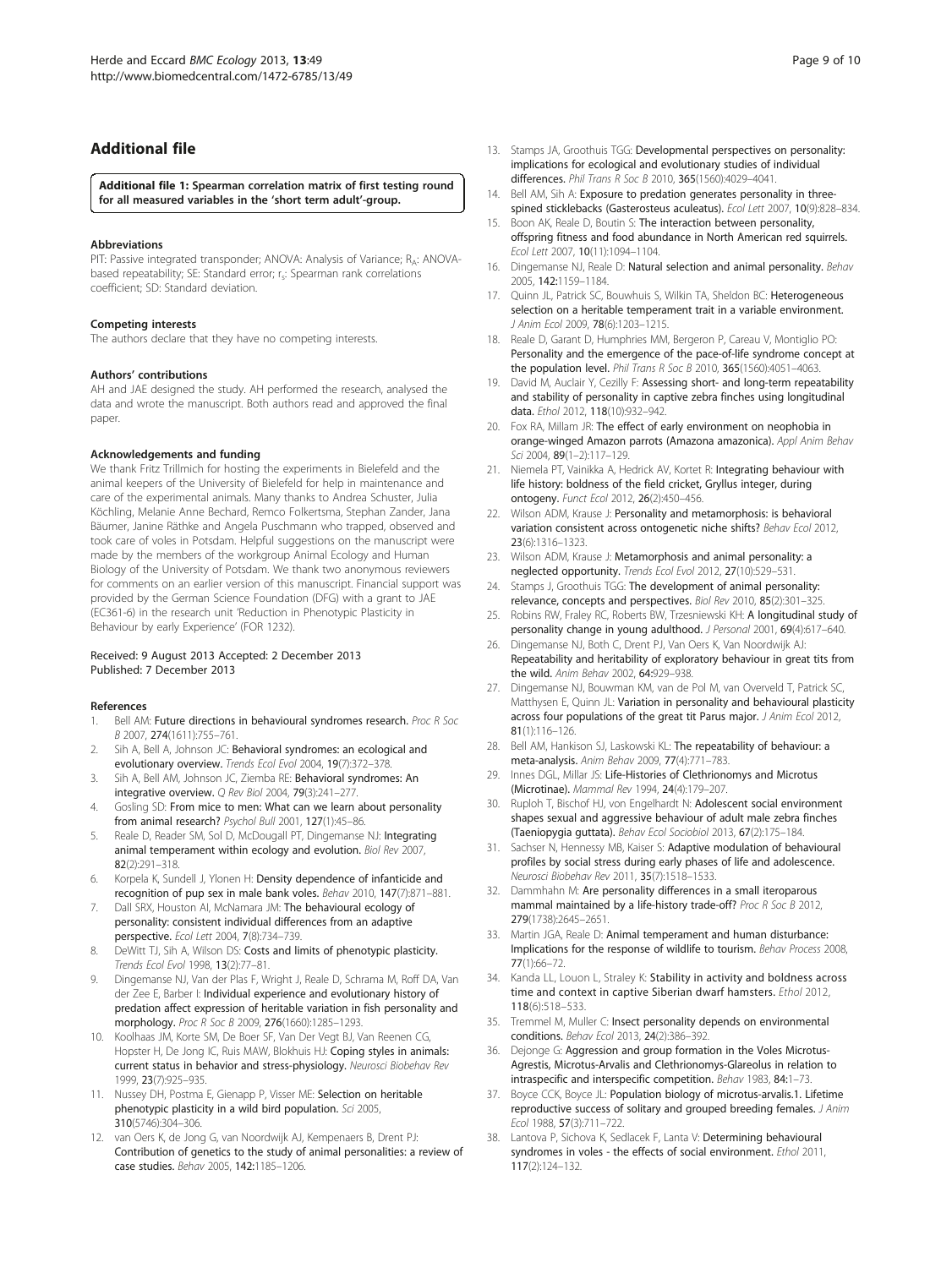## Additional file

**Additional file 1: Spearman correlation matrix of first testing round for all measured variables in the 'short term adult'-group.**

#### Abbreviations

PIT: Passive integrated transponder; ANOVA: Analysis of Variance; $R_A$: ANOVA-based repeatability; SE: Standard error; $r_s$: Spearman rank correlations coefficient; SD: Standard deviation.

#### Competing interests

The authors declare that they have no competing interests.

#### Authors' contributions

AH and JAE designed the study. AH performed the research, analysed the data and wrote the manuscript. Both authors read and approved the final paper.

#### Acknowledgements and funding

We thank Fritz Trillmich for hosting the experiments in Bielefeld and the animal keepers of the University of Bielefeld for help in maintenance and care of the experimental animals. Many thanks to Andrea Schuster, Julia Köchling, Melanie Anne Bechard, Remco Folkertsma, Stephan Zander, Jana Bäumer, Janine Räthke and Angela Puschmann who trapped, observed and took care of voles in Potsdam. Helpful suggestions on the manuscript were made by the members of the workgroup Animal Ecology and Human Biology of the University of Potsdam. We thank two anonymous reviewers for comments on an earlier version of this manuscript. Financial support was provided by the German Science Foundation (DFG) with a grant to JAE (EC361-6) in the research unit 'Reduction in Phenotypic Plasticity in Behaviour by early Experience' (FOR 1232).

Received: 9 August 2013 Accepted: 2 December 2013
Published: 7 December 2013

#### References

1. Bell AM: **Future directions in behavioural syndromes research.** *Proc R Soc B* 2007, **274**(1611):755–761.
2. Sih A, Bell A, Johnson JC: **Behavioral syndromes: an ecological and evolutionary overview.** *Trends Ecol Evol* 2004, **19**(7):372–378.
3. Sih A, Bell AM, Johnson JC, Ziemba RE: **Behavioral syndromes: An integrative overview.** *Q Rev Biol* 2004, **79**(3):241–277.
4. Gosling SD: **From mice to men: What can we learn about personality from animal research?** *Psychol Bull* 2001, **127**(1):45–86.
5. Reale D, Reader SM, Sol D, McDougall PT, Dingemanse NJ: **Integrating animal temperament within ecology and evolution.** *Biol Rev* 2007, **82**(2):291–318.
6. Korpela K, Sundell J, Ylonen H: **Density dependence of infanticide and recognition of pup sex in male bank voles.** *Behav* 2010, **147**(7):871–881.
7. Dall SRX, Houston AI, McNamara JM: **The behavioural ecology of personality: consistent individual differences from an adaptive perspective.** *Ecol Lett* 2004, **7**(8):734–739.
8. DeWitt TJ, Sih A, Wilson DS: **Costs and limits of phenotypic plasticity.** *Trends Ecol Evol* 1998, **13**(2):77–81.
9. Dingemanse NJ, Van der Plas F, Wright J, Reale D, Schrama M, Roff DA, Van der Zee E, Barber I: **Individual experience and evolutionary history of predation affect expression of heritable variation in fish personality and morphology.** *Proc R Soc B* 2009, **276**(1660):1285–1293.
10. Koolhaas JM, Korte SM, De Boer SF, Van Der Vegt BJ, Van Reenen CG, Hopster H, De Jong IC, Ruis MAW, Blokhuis HJ: **Coping styles in animals: current status in behavior and stress-physiology.** *Neurosci Biobehav Rev* 1999, **23**(7):925–935.
11. Nussey DH, Postma E, Gienapp P, Visser ME: **Selection on heritable phenotypic plasticity in a wild bird population.** *Sci* 2005, **310**(5746):304–306.
12. van Oers K, de Jong G, van Noordwijk AJ, Kempenaers B, Drent PJ: **Contribution of genetics to the study of animal personalities: a review of case studies.** *Behav* 2005, **142**:1185–1206.
13. Stamps JA, Groothuis TGG: **Developmental perspectives on personality: implications for ecological and evolutionary studies of individual differences.** *Phil Trans R Soc B* 2010, **365**(1560):4029–4041.
14. Bell AM, Sih A: **Exposure to predation generates personality in three-spined sticklebacks (Gasterosteus aculeatus).** *Ecol Lett* 2007, **10**(9):828–834.
15. Boon AK, Reale D, Boutin S: **The interaction between personality, offspring fitness and food abundance in North American red squirrels.** *Ecol Lett* 2007, **10**(11):1094–1104.
16. Dingemanse NJ, Reale D: **Natural selection and animal personality.** *Behav* 2005, **142**:1159–1184.
17. Quinn JL, Patrick SC, Bouwhuis S, Wilkin TA, Sheldon BC: **Heterogeneous selection on a heritable temperament trait in a variable environment.** *J Anim Ecol* 2009, **78**(6):1203–1215.
18. Reale D, Garant D, Humphries MM, Bergeron P, Careau V, Montiglio PO: **Personality and the emergence of the pace-of-life syndrome concept at the population level.** *Phil Trans R Soc B* 2010, **365**(1560):4051–4063.
19. David M, Auclair Y, Cezilly F: **Assessing short- and long-term repeatability and stability of personality in captive zebra finches using longitudinal data.** *Ethol* 2012, **118**(10):932–942.
20. Fox RA, Millam JR: **The effect of early environment on neophobia in orange-winged Amazon parrots (Amazona amazonica).** *Appl Anim Behav Sci* 2004, **89**(1–2):117–129.
21. Niemela PT, Vainikka A, Hedrick AV, Kortet R: **Integrating behaviour with life history: boldness of the field cricket, Gryllus integer, during ontogeny.** *Funct Ecol* 2012, **26**(2):450–456.
22. Wilson ADM, Krause J: **Personality and metamorphosis: is behavioral variation consistent across ontogenetic niche shifts?** *Behav Ecol* 2012, **23**(6):1316–1323.
23. Wilson ADM, Krause J: **Metamorphosis and animal personality: a neglected opportunity.** *Trends Ecol Evol* 2012, **27**(10):529–531.
24. Stamps J, Groothuis TGG: **The development of animal personality: relevance, concepts and perspectives.** *Biol Rev* 2010, **85**(2):301–325.
25. Robins RW, Fraley RC, Roberts BW, Trzesniewski KH: **A longitudinal study of personality change in young adulthood.** *J Personal* 2001, **69**(4):617–640.
26. Dingemanse NJ, Both C, Drent PJ, Van Oers K, Van Noordwijk AJ: **Repeatability and heritability of exploratory behaviour in great tits from the wild.** *Anim Behav* 2002, **64**:929–938.
27. Dingemanse NJ, Bouwman KM, van de Pol M, van Overveld T, Patrick SC, Matthysen E, Quinn JL: **Variation in personality and behavioural plasticity across four populations of the great tit Parus major.** *J Anim Ecol* 2012, **81**(1):116–126.
28. Bell AM, Hankison SJ, Laskowski KL: **The repeatability of behaviour: a meta-analysis.** *Anim Behav* 2009, **77**(4):771–783.
29. Innes DGL, Millar JS: **Life-Histories of Clethrionomys and Microtus (Microtinae).** *Mammal Rev* 1994, **24**(4):179–207.
30. Ruploh T, Bischof HJ, von Engelhardt N: **Adolescent social environment shapes sexual and aggressive behaviour of adult male zebra finches (Taeniopygia guttata).** *Behav Ecol Sociobiol* 2013, **67**(2):175–184.
31. Sachser N, Hennessy MB, Kaiser S: **Adaptive modulation of behavioural profiles by social stress during early phases of life and adolescence.** *Neurosci Biobehav Rev* 2011, **35**(7):1518–1533.
32. Dammhahn M: **Are personality differences in a small iteroparous mammal maintained by a life-history trade-off?** *Proc R Soc B* 2012, **279**(1738):2645–2651.
33. Martin JGA, Reale D: **Animal temperament and human disturbance: Implications for the response of wildlife to tourism.** *Behav Process* 2008, **77**(1):66–72.
34. Kanda LL, Louon L, Straley K: **Stability in activity and boldness across time and context in captive Siberian dwarf hamsters.** *Ethol* 2012, **118**(6):518–533.
35. Tremmel M, Muller C: **Insect personality depends on environmental conditions.** *Behav Ecol* 2013, **24**(2):386–392.
36. Dejonge G: **Aggression and group formation in the Voles Microtus-Agrestis, Microtus-Arvalis and Clethrionomys-Glareolus in relation to intraspecific and interspecific competition.** *Behav* 1983, **84**:1–73.
37. Boyce CCK, Boyce JL: **Population biology of microtus-arvalis.1. Lifetime reproductive success of solitary and grouped breeding females.** *J Anim Ecol* 1988, **57**(3):711–722.
38. Lantova P, Sichova K, Sedlacek F, Lanta V: **Determining behavioural syndromes in voles - the effects of social environment.** *Ethol* 2011, **117**(2):124–132.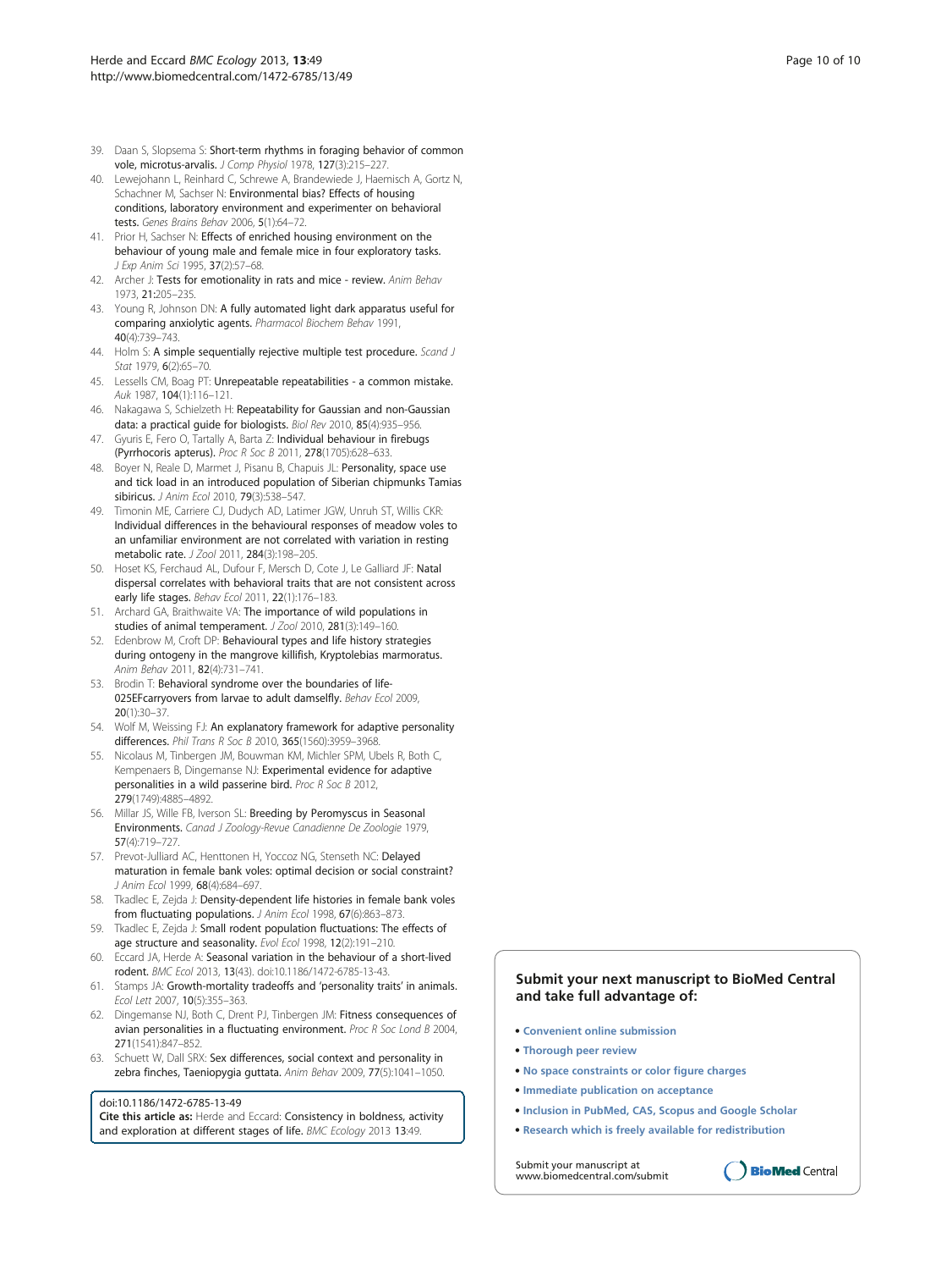39. Daan S, Slopsema S: Short-term rhythms in foraging behavior of common vole, microtus-arvalis. *J Comp Physiol* 1978, **127**(3):215–227.
40. Lewejohann L, Reinhard C, Schrewe A, Brandewiede J, Haemisch A, Gortz N, Schachner M, Sachser N: Environmental bias? Effects of housing conditions, laboratory environment and experimenter on behavioral tests. *Genes Brains Behav* 2006, **5**(1):64–72.
41. Prior H, Sachser N: Effects of enriched housing environment on the behaviour of young male and female mice in four exploratory tasks. *J Exp Anim Sci* 1995, **37**(2):57–68.
42. Archer J: Tests for emotionality in rats and mice - review. *Anim Behav* 1973, **21**:205–235.
43. Young R, Johnson DN: A fully automated light dark apparatus useful for comparing anxiolytic agents. *Pharmacol Biochem Behav* 1991, **40**(4):739–743.
44. Holm S: A simple sequentially rejective multiple test procedure. *Scand J Stat* 1979, **6**(2):65–70.
45. Lessells CM, Boag PT: Unrepeatable repeatabilities - a common mistake. *Auk* 1987, **104**(1):116–121.
46. Nakagawa S, Schielzeth H: Repeatability for Gaussian and non-Gaussian data: a practical guide for biologists. *Biol Rev* 2010, **85**(4):935–956.
47. Gyuris E, Fero O, Tartally A, Barta Z: Individual behaviour in firebugs (Pyrrhocoris apterus). *Proc R Soc B* 2011, **278**(1705):628–633.
48. Boyer N, Reale D, Marmet J, Pisanu B, Chapuis JL: Personality, space use and tick load in an introduced population of Siberian chipmunks Tamias sibiricus. *J Anim Ecol* 2010, **79**(3):538–547.
49. Timonin ME, Carriere CJ, Dudych AD, Latimer JGW, Unruh ST, Willis CKR: Individual differences in the behavioural responses of meadow voles to an unfamiliar environment are not correlated with variation in resting metabolic rate. *J Zool* 2011, **284**(3):198–205.
50. Hoset KS, Ferchaud AL, Dufour F, Mersch D, Cote J, Le Galliard JF: Natal dispersal correlates with behavioral traits that are not consistent across early life stages. *Behav Ecol* 2011, **22**(1):176–183.
51. Archard GA, Braithwaite VA: The importance of wild populations in studies of animal temperament. *J Zool* 2010, **281**(3):149–160.
52. Edenbrow M, Croft DP: Behavioural types and life history strategies during ontogeny in the mangrove killifish, Kryptolebias marmoratus. *Anim Behav* 2011, **82**(4):731–741.
53. Brodin T: Behavioral syndrome over the boundaries of life-025EFcarryovers from larvae to adult damselfly. *Behav Ecol* 2009, **20**(1):30–37.
54. Wolf M, Weissing FJ: An explanatory framework for adaptive personality differences. *Phil Trans R Soc B* 2010, **365**(1560):3959–3968.
55. Nicolaus M, Tinbergen JM, Bouwman KM, Michler SPM, Ubels R, Both C, Kempenaers B, Dingemanse NJ: Experimental evidence for adaptive personalities in a wild passerine bird. *Proc R Soc B* 2012, **279**(1749):4885–4892.
56. Millar JS, Wille FB, Iverson SL: Breeding by Peromyscus in Seasonal Environments. *Canad J Zoology-Revue Canadienne De Zoologie* 1979, **57**(4):719–727.
57. Prevot-Julliard AC, Henttonen H, Yoccoz NG, Stenseth NC: Delayed maturation in female bank voles: optimal decision or social constraint? *J Anim Ecol* 1999, **68**(4):684–697.
58. Tkadlec E, Zejda J: Density-dependent life histories in female bank voles from fluctuating populations. *J Anim Ecol* 1998, **67**(6):863–873.
59. Tkadlec E, Zejda J: Small rodent population fluctuations: The effects of age structure and seasonality. *Evol Ecol* 1998, **12**(2):191–210.
60. Eccard JA, Herde A: Seasonal variation in the behaviour of a short-lived rodent. *BMC Ecol* 2013, **13**(43). doi:10.1186/1472-6785-13-43.
61. Stamps JA: Growth-mortality tradeoffs and 'personality traits' in animals. *Ecol Lett* 2007, **10**(5):355–363.
62. Dingemanse NJ, Both C, Drent PJ, Tinbergen JM: Fitness consequences of avian personalities in a fluctuating environment. *Proc R Soc Lond B* 2004, **271**(1541):847–852.
63. Schuett W, Dall SRX: Sex differences, social context and personality in zebra finches, Taeniopygia guttata. *Anim Behav* 2009, **77**(5):1041–1050.

doi:10.1186/1472-6785-13-49
**Cite this article as:** Herde and Eccard: Consistency in boldness, activity and exploration at different stages of life. *BMC Ecology* 2013 **13**:49.

**Submit your next manuscript to BioMed Central and take full advantage of:**

- Convenient online submission
- Thorough peer review
- No space constraints or color figure charges
- Immediate publication on acceptance
- Inclusion in PubMed, CAS, Scopus and Google Scholar
- Research which is freely available for redistribution

Submit your manuscript at www.biomedcentral.com/submit

BioMed Central